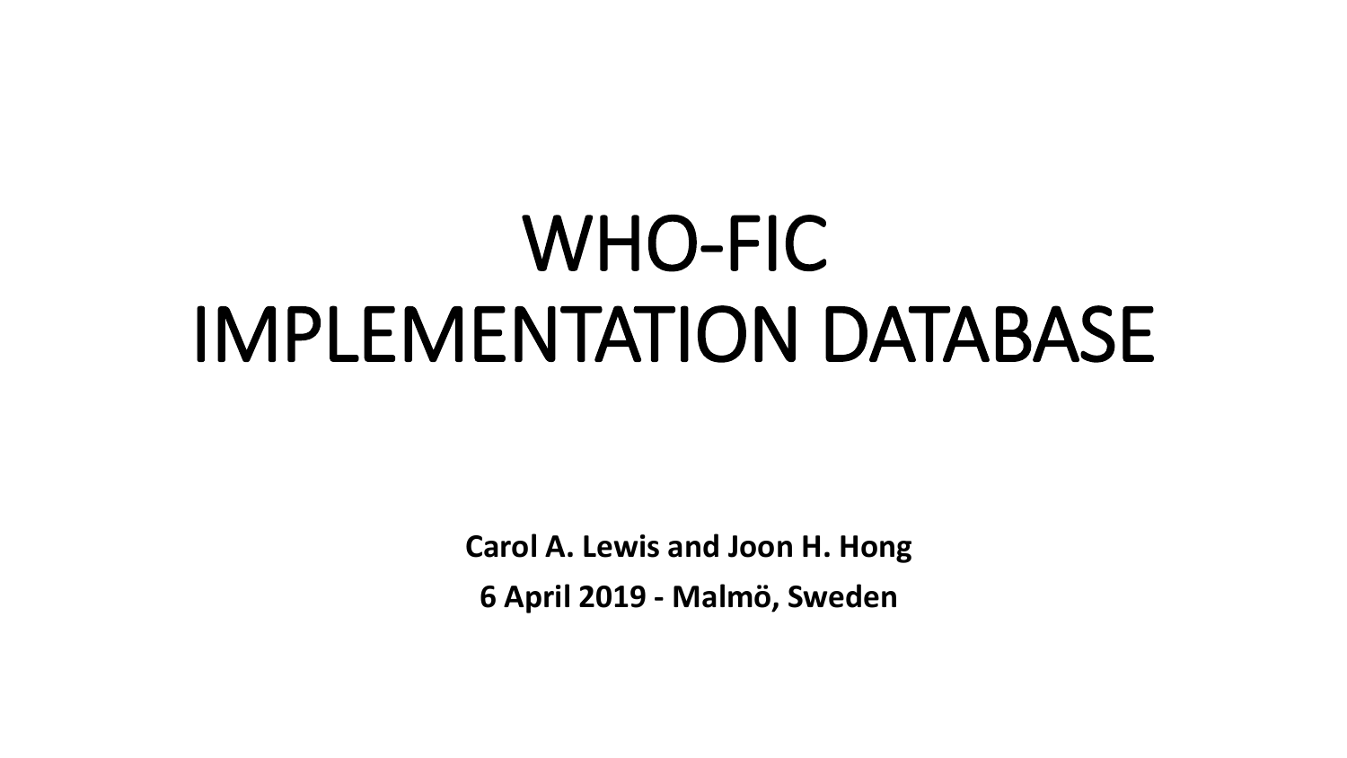# WHO-FIC IMPLEMENTATION DATABASE

**Carol A. Lewis and Joon H. Hong**

**6 April 2019 - Malmö, Sweden**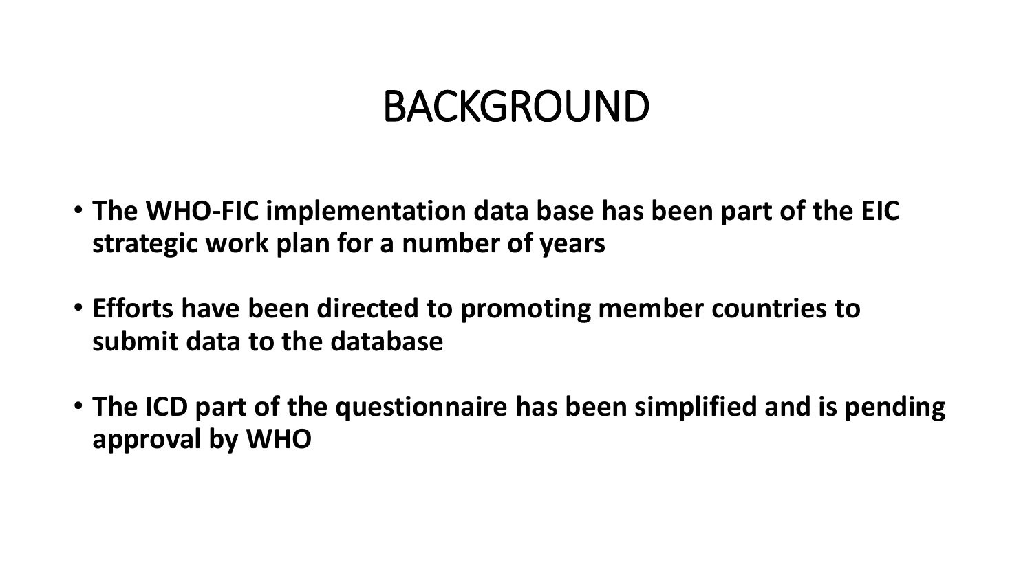# BACKGROUND

- **The WHO-FIC implementation data base has been part of the EIC strategic work plan for a number of years**
- **Efforts have been directed to promoting member countries to submit data to the database**
- **The ICD part of the questionnaire has been simplified and is pending approval by WHO**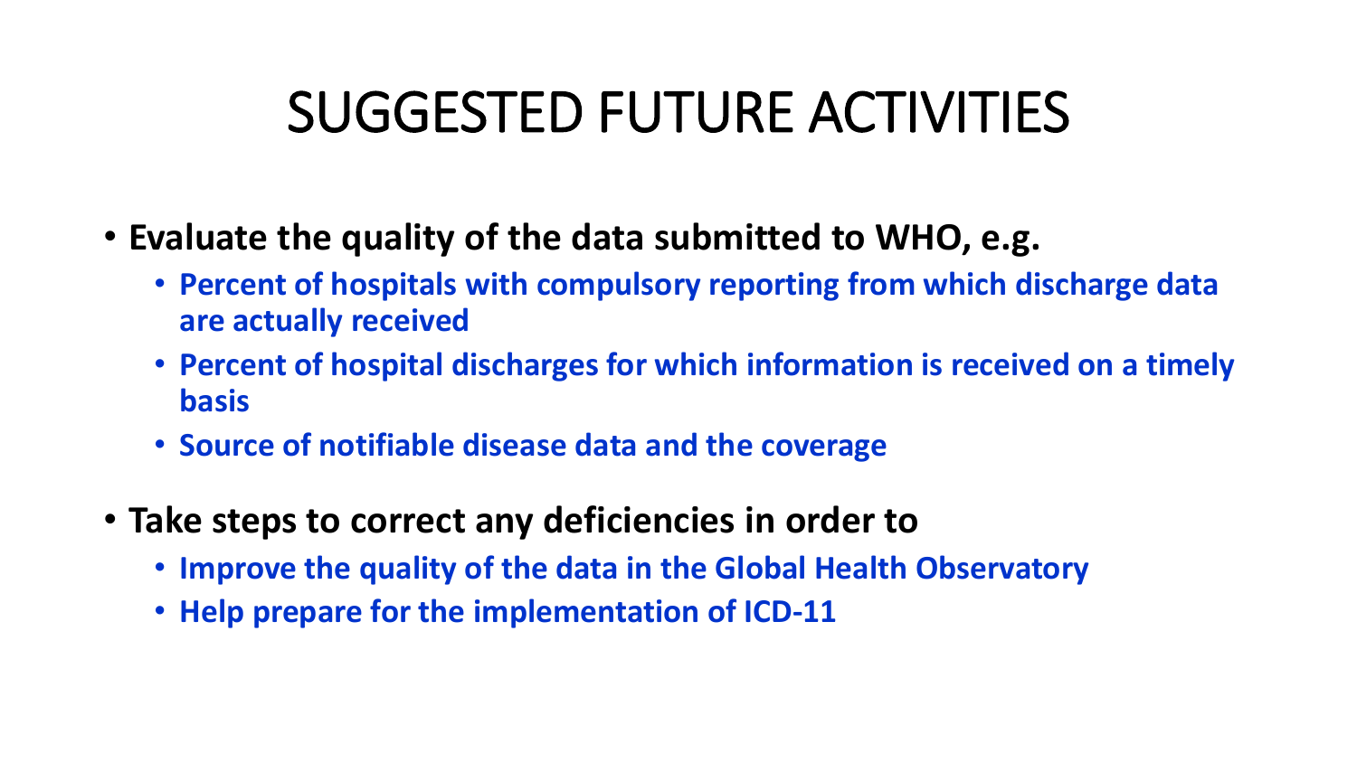# SUGGESTED FUTURE ACTIVITIES

- **Evaluate the quality of the data submitted to WHO, e.g.**
  - **Percent of hospitals with compulsory reporting from which discharge data are actually received**
  - **Percent of hospital discharges for which information is received on a timely basis**
  - **Source of notifiable disease data and the coverage**
- **Take steps to correct any deficiencies in order to**
  - **Improve the quality of the data in the Global Health Observatory**
  - **Help prepare for the implementation of ICD-11**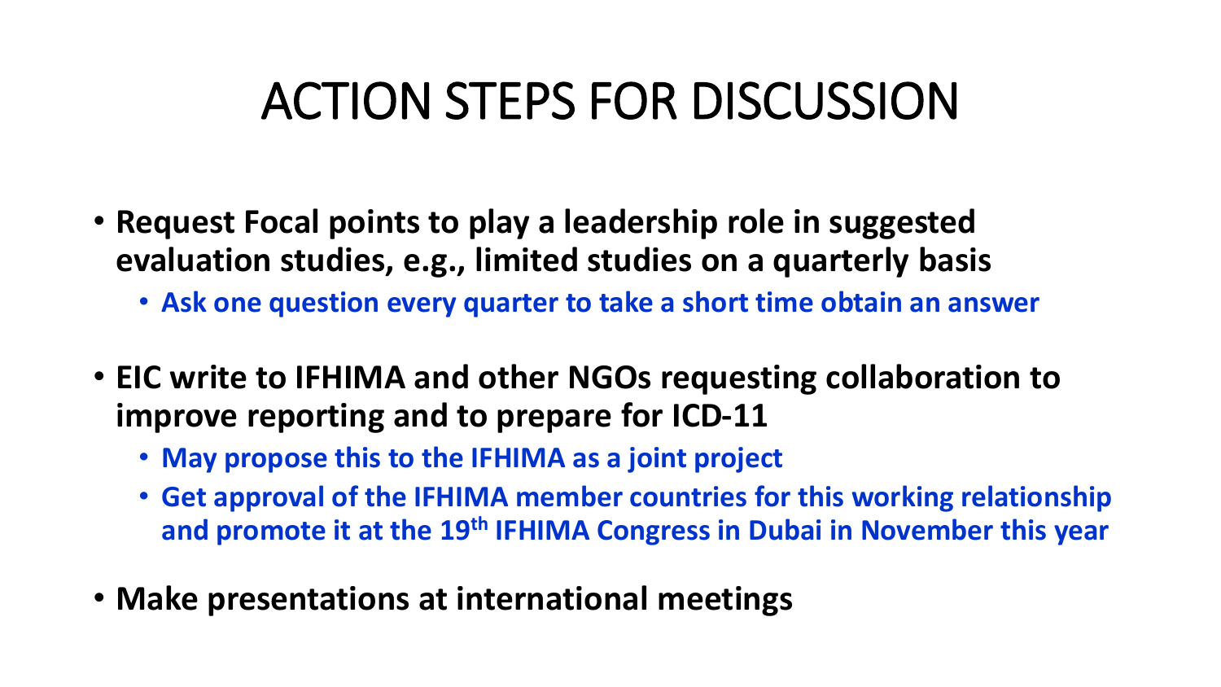# ACTION STEPS FOR DISCUSSION

- **Request Focal points to play a leadership role in suggested evaluation studies, e.g., limited studies on a quarterly basis**
  - **Ask one question every quarter to take a short time obtain an answer**
- **EIC write to IFHIMA and other NGOs requesting collaboration to improve reporting and to prepare for ICD-11**
  - **May propose this to the IFHIMA as a joint project**
  - **Get approval of the IFHIMA member countries for this working relationship and promote it at the 19th IFHIMA Congress in Dubai in November this year**
- **Make presentations at international meetings**